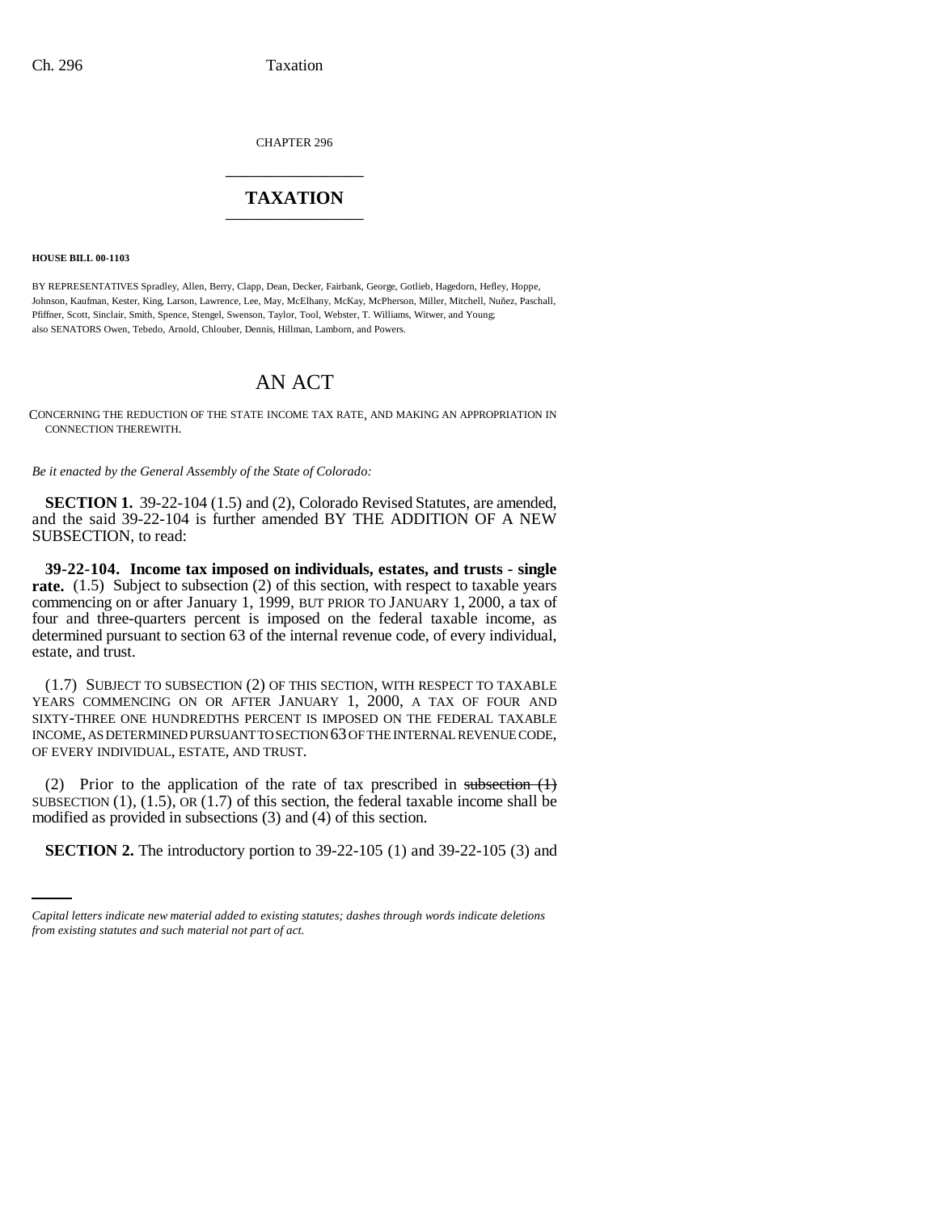CHAPTER 296

# TAXATION

**HOUSE BILL 00-1103**

BY REPRESENTATIVES Spradley, Allen, Berry, Clapp, Dean, Decker, Fairbank, George, Gotlieb, Hagedorn, Hefley, Hoppe, Johnson, Kaufman, Kester, King, Larson, Lawrence, Lee, May, McElhany, McKay, McPherson, Miller, Mitchell, Nuñez, Paschall, Pfiffner, Scott, Sinclair, Smith, Spence, Stengel, Swenson, Taylor, Tool, Webster, T. Williams, Witwer, and Young; also SENATORS Owen, Tebedo, Arnold, Chlouber, Dennis, Hillman, Lamborn, and Powers.

## AN ACT

CONCERNING THE REDUCTION OF THE STATE INCOME TAX RATE, AND MAKING AN APPROPRIATION IN CONNECTION THEREWITH.

*Be it enacted by the General Assembly of the State of Colorado:*

**SECTION 1.** 39-22-104 (1.5) and (2), Colorado Revised Statutes, are amended, and the said 39-22-104 is further amended BY THE ADDITION OF A NEW SUBSECTION, to read:

**39-22-104. Income tax imposed on individuals, estates, and trusts - single rate.** (1.5) Subject to subsection (2) of this section, with respect to taxable years commencing on or after January 1, 1999, BUT PRIOR TO JANUARY 1, 2000, a tax of four and three-quarters percent is imposed on the federal taxable income, as determined pursuant to section 63 of the internal revenue code, of every individual, estate, and trust.

(1.7) SUBJECT TO SUBSECTION (2) OF THIS SECTION, WITH RESPECT TO TAXABLE YEARS COMMENCING ON OR AFTER JANUARY 1, 2000, A TAX OF FOUR AND SIXTY-THREE ONE HUNDREDTHS PERCENT IS IMPOSED ON THE FEDERAL TAXABLE INCOME, AS DETERMINED PURSUANT TO SECTION 63 OF THE INTERNAL REVENUE CODE, OF EVERY INDIVIDUAL, ESTATE, AND TRUST.

(2) Prior to the application of the rate of tax prescribed in ~~subsection (1)~~ SUBSECTION (1), (1.5), OR (1.7) of this section, the federal taxable income shall be modified as provided in subsections (3) and (4) of this section.

**SECTION 2.** The introductory portion to 39-22-105 (1) and 39-22-105 (3) and

*Capital letters indicate new material added to existing statutes; dashes through words indicate deletions from existing statutes and such material not part of act.*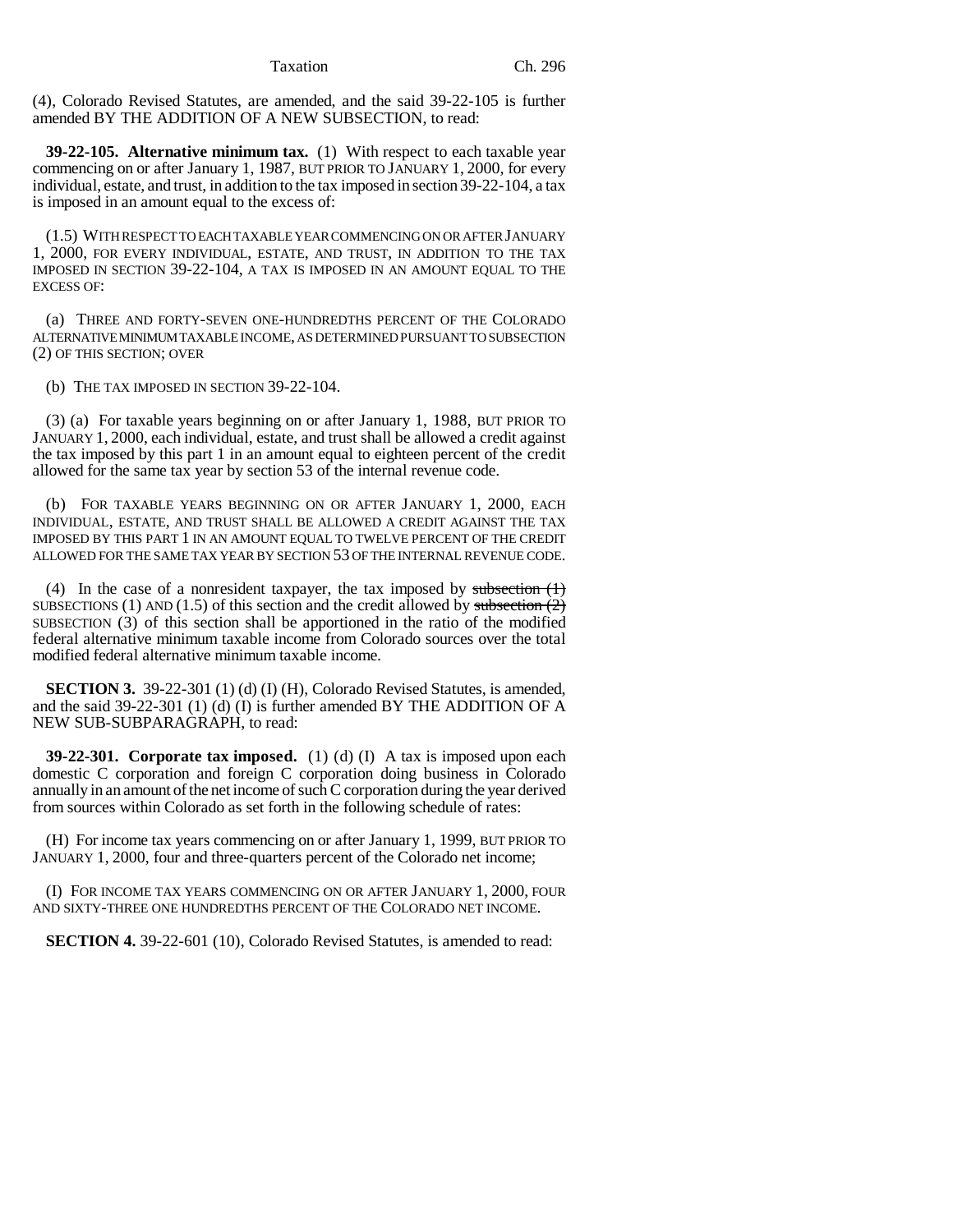(4), Colorado Revised Statutes, are amended, and the said 39-22-105 is further amended BY THE ADDITION OF A NEW SUBSECTION, to read:

**39-22-105. Alternative minimum tax.** (1) With respect to each taxable year commencing on or after January 1, 1987, BUT PRIOR TO JANUARY 1, 2000, for every individual, estate, and trust, in addition to the tax imposed in section 39-22-104, a tax is imposed in an amount equal to the excess of:

(1.5) WITH RESPECT TO EACH TAXABLE YEAR COMMENCING ON OR AFTER JANUARY 1, 2000, FOR EVERY INDIVIDUAL, ESTATE, AND TRUST, IN ADDITION TO THE TAX IMPOSED IN SECTION 39-22-104, A TAX IS IMPOSED IN AN AMOUNT EQUAL TO THE EXCESS OF:

(a) THREE AND FORTY-SEVEN ONE-HUNDREDTHS PERCENT OF THE COLORADO ALTERNATIVE MINIMUM TAXABLE INCOME, AS DETERMINED PURSUANT TO SUBSECTION (2) OF THIS SECTION; OVER

(b) THE TAX IMPOSED IN SECTION 39-22-104.

(3) (a) For taxable years beginning on or after January 1, 1988, BUT PRIOR TO JANUARY 1, 2000, each individual, estate, and trust shall be allowed a credit against the tax imposed by this part 1 in an amount equal to eighteen percent of the credit allowed for the same tax year by section 53 of the internal revenue code.

(b) FOR TAXABLE YEARS BEGINNING ON OR AFTER JANUARY 1, 2000, EACH INDIVIDUAL, ESTATE, AND TRUST SHALL BE ALLOWED A CREDIT AGAINST THE TAX IMPOSED BY THIS PART 1 IN AN AMOUNT EQUAL TO TWELVE PERCENT OF THE CREDIT ALLOWED FOR THE SAME TAX YEAR BY SECTION 53 OF THE INTERNAL REVENUE CODE.

(4) In the case of a nonresident taxpayer, the tax imposed by ~~subsection (1)~~ SUBSECTIONS (1) AND (1.5) of this section and the credit allowed by ~~subsection (2)~~ SUBSECTION (3) of this section shall be apportioned in the ratio of the modified federal alternative minimum taxable income from Colorado sources over the total modified federal alternative minimum taxable income.

**SECTION 3.** 39-22-301 (1) (d) (I) (H), Colorado Revised Statutes, is amended, and the said 39-22-301 (1) (d) (I) is further amended BY THE ADDITION OF A NEW SUB-SUBPARAGRAPH, to read:

**39-22-301. Corporate tax imposed.** (1) (d) (I) A tax is imposed upon each domestic C corporation and foreign C corporation doing business in Colorado annually in an amount of the net income of such C corporation during the year derived from sources within Colorado as set forth in the following schedule of rates:

(H) For income tax years commencing on or after January 1, 1999, BUT PRIOR TO JANUARY 1, 2000, four and three-quarters percent of the Colorado net income;

(I) FOR INCOME TAX YEARS COMMENCING ON OR AFTER JANUARY 1, 2000, FOUR AND SIXTY-THREE ONE HUNDREDTHS PERCENT OF THE COLORADO NET INCOME.

**SECTION 4.** 39-22-601 (10), Colorado Revised Statutes, is amended to read: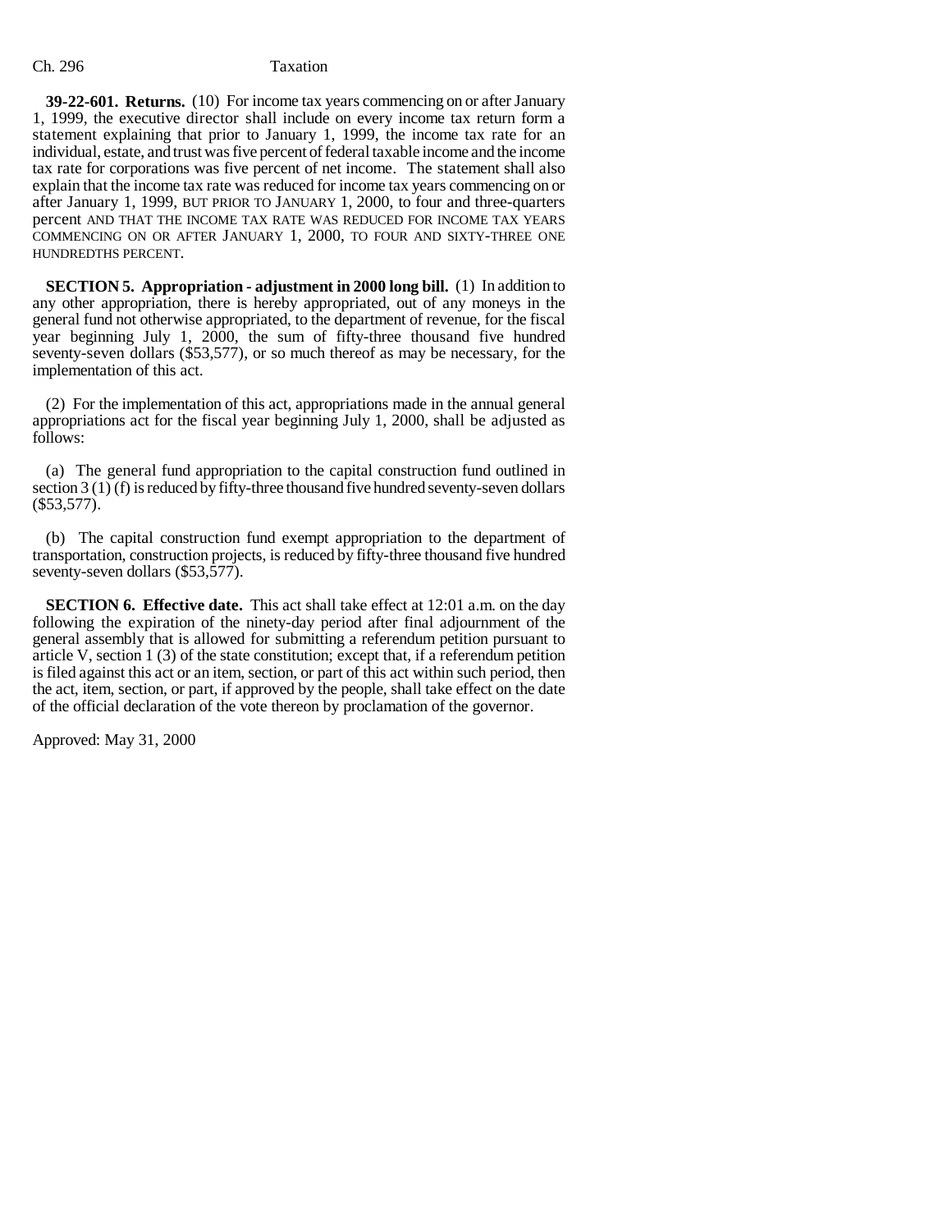**39-22-601. Returns.** (10) For income tax years commencing on or after January 1, 1999, the executive director shall include on every income tax return form a statement explaining that prior to January 1, 1999, the income tax rate for an individual, estate, and trust was five percent of federal taxable income and the income tax rate for corporations was five percent of net income. The statement shall also explain that the income tax rate was reduced for income tax years commencing on or after January 1, 1999, BUT PRIOR TO JANUARY 1, 2000, to four and three-quarters percent AND THAT THE INCOME TAX RATE WAS REDUCED FOR INCOME TAX YEARS COMMENCING ON OR AFTER JANUARY 1, 2000, TO FOUR AND SIXTY-THREE ONE HUNDREDTHS PERCENT.

**SECTION 5. Appropriation - adjustment in 2000 long bill.** (1) In addition to any other appropriation, there is hereby appropriated, out of any moneys in the general fund not otherwise appropriated, to the department of revenue, for the fiscal year beginning July 1, 2000, the sum of fifty-three thousand five hundred seventy-seven dollars ($53,577), or so much thereof as may be necessary, for the implementation of this act.

(2) For the implementation of this act, appropriations made in the annual general appropriations act for the fiscal year beginning July 1, 2000, shall be adjusted as follows:

(a) The general fund appropriation to the capital construction fund outlined in section 3 (1) (f) is reduced by fifty-three thousand five hundred seventy-seven dollars ($53,577).

(b) The capital construction fund exempt appropriation to the department of transportation, construction projects, is reduced by fifty-three thousand five hundred seventy-seven dollars ($53,577).

**SECTION 6. Effective date.** This act shall take effect at 12:01 a.m. on the day following the expiration of the ninety-day period after final adjournment of the general assembly that is allowed for submitting a referendum petition pursuant to article V, section 1 (3) of the state constitution; except that, if a referendum petition is filed against this act or an item, section, or part of this act within such period, then the act, item, section, or part, if approved by the people, shall take effect on the date of the official declaration of the vote thereon by proclamation of the governor.

Approved: May 31, 2000